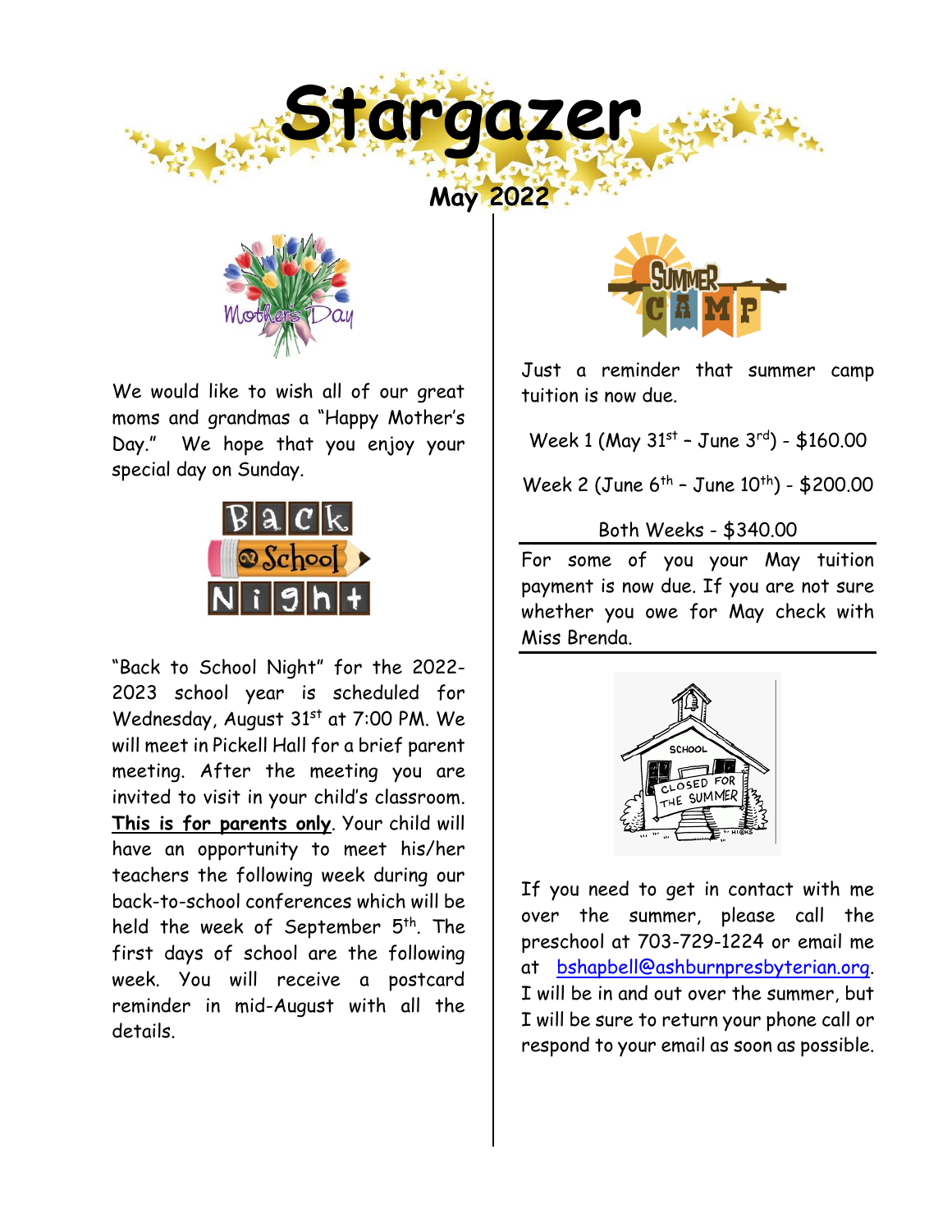# Stargazer

**May 2022**

We would like to wish all of our great moms and grandmas a "Happy Mother's Day." We hope that you enjoy your special day on Sunday.

"Back to School Night" for the 2022-2023 school year is scheduled for Wednesday, August 31st at 7:00 PM. We will meet in Pickell Hall for a brief parent meeting. After the meeting you are invited to visit in your child's classroom. **This is for parents only**. Your child will have an opportunity to meet his/her teachers the following week during our back-to-school conferences which will be held the week of September 5th. The first days of school are the following week. You will receive a postcard reminder in mid-August with all the details.

Just a reminder that summer camp tuition is now due.

Week 1 (May 31st – June 3rd) - $160.00

Week 2 (June 6th – June 10th) - $200.00

Both Weeks - $340.00

For some of you your May tuition payment is now due. If you are not sure whether you owe for May check with Miss Brenda.

If you need to get in contact with me over the summer, please call the preschool at 703-729-1224 or email me at bshapbell@ashburnpresbyterian.org. I will be in and out over the summer, but I will be sure to return your phone call or respond to your email as soon as possible.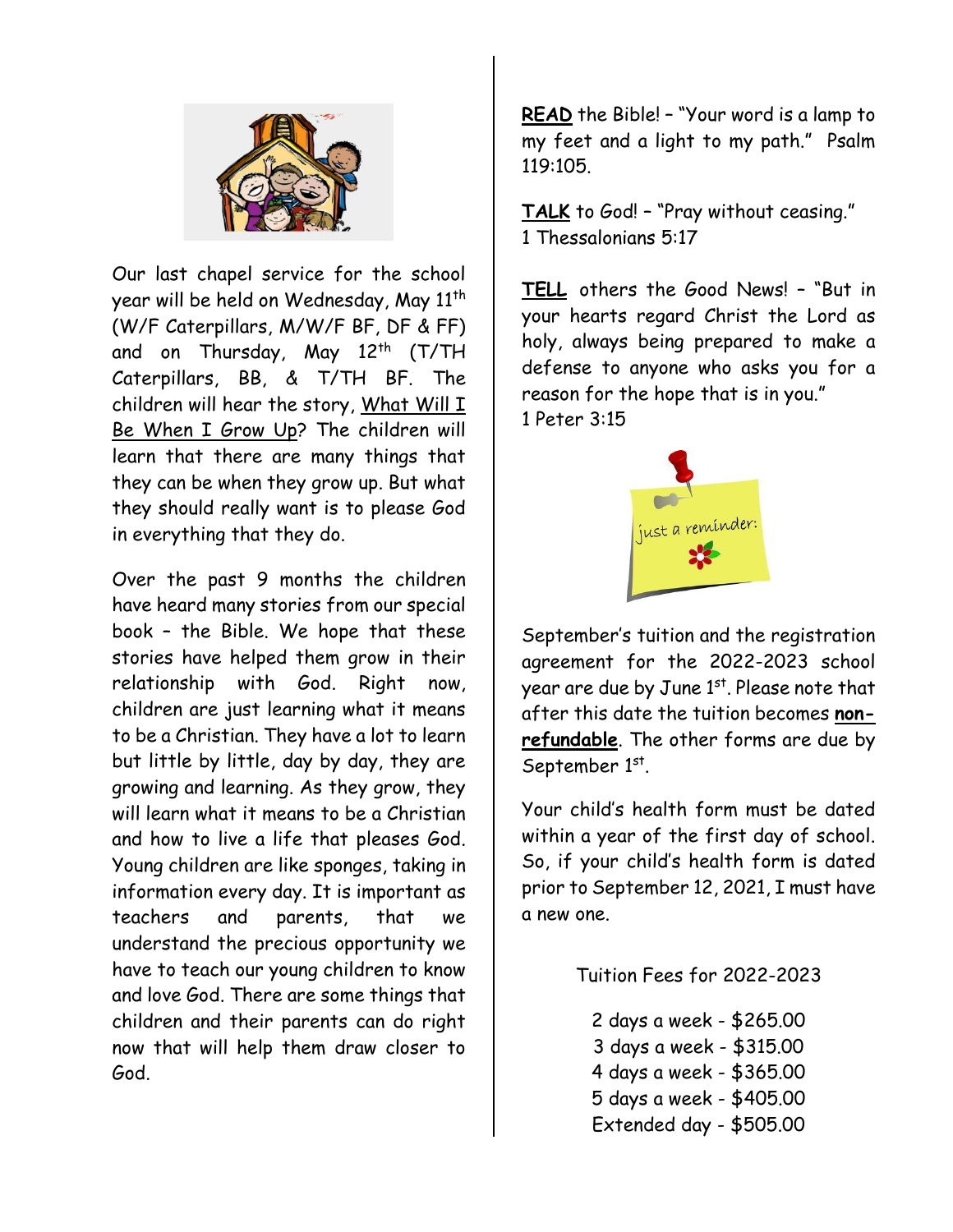Our last chapel service for the school year will be held on Wednesday, May 11th (W/F Caterpillars, M/W/F BF, DF & FF) and on Thursday, May 12th (T/TH Caterpillars, BB, & T/TH BF. The children will hear the story, What Will I Be When I Grow Up? The children will learn that there are many things that they can be when they grow up. But what they should really want is to please God in everything that they do.

Over the past 9 months the children have heard many stories from our special book – the Bible. We hope that these stories have helped them grow in their relationship with God. Right now, children are just learning what it means to be a Christian. They have a lot to learn but little by little, day by day, they are growing and learning. As they grow, they will learn what it means to be a Christian and how to live a life that pleases God. Young children are like sponges, taking in information every day. It is important as teachers and parents, that we understand the precious opportunity we have to teach our young children to know and love God. There are some things that children and their parents can do right now that will help them draw closer to God.

**READ** the Bible! – "Your word is a lamp to my feet and a light to my path." Psalm 119:105.

**TALK** to God! – "Pray without ceasing." 1 Thessalonians 5:17

**TELL** others the Good News! – "But in your hearts regard Christ the Lord as holy, always being prepared to make a defense to anyone who asks you for a reason for the hope that is in you." 1 Peter 3:15

just a reminder:

September's tuition and the registration agreement for the 2022-2023 school year are due by June 1st. Please note that after this date the tuition becomes **non-refundable**. The other forms are due by September 1st.

Your child's health form must be dated within a year of the first day of school. So, if your child's health form is dated prior to September 12, 2021, I must have a new one.

Tuition Fees for 2022-2023

2 days a week - $265.00
3 days a week - $315.00
4 days a week - $365.00
5 days a week - $405.00
Extended day - $505.00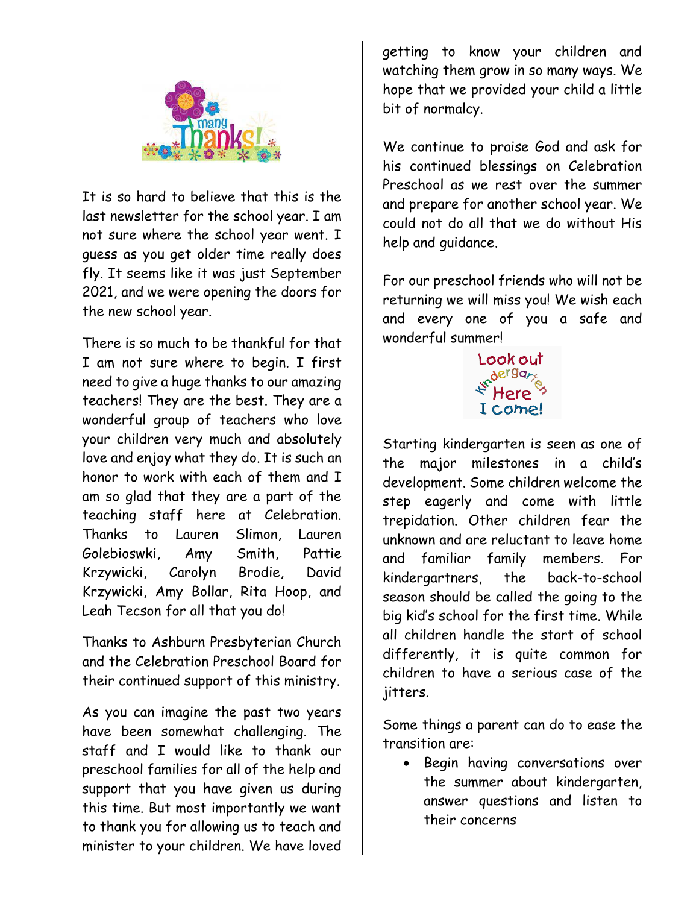It is so hard to believe that this is the last newsletter for the school year. I am not sure where the school year went. I guess as you get older time really does fly. It seems like it was just September 2021, and we were opening the doors for the new school year.

There is so much to be thankful for that I am not sure where to begin. I first need to give a huge thanks to our amazing teachers! They are the best. They are a wonderful group of teachers who love your children very much and absolutely love and enjoy what they do. It is such an honor to work with each of them and I am so glad that they are a part of the teaching staff here at Celebration. Thanks to Lauren Slimon, Lauren Golebioswki, Amy Smith, Pattie Krzywicki, Carolyn Brodie, David Krzywicki, Amy Bollar, Rita Hoop, and Leah Tecson for all that you do!

Thanks to Ashburn Presbyterian Church and the Celebration Preschool Board for their continued support of this ministry.

As you can imagine the past two years have been somewhat challenging. The staff and I would like to thank our preschool families for all of the help and support that you have given us during this time. But most importantly we want to thank you for allowing us to teach and minister to your children. We have loved getting to know your children and watching them grow in so many ways. We hope that we provided your child a little bit of normalcy.

We continue to praise God and ask for his continued blessings on Celebration Preschool as we rest over the summer and prepare for another school year. We could not do all that we do without His help and guidance.

For our preschool friends who will not be returning we will miss you! We wish each and every one of you a safe and wonderful summer!

Starting kindergarten is seen as one of the major milestones in a child's development. Some children welcome the step eagerly and come with little trepidation. Other children fear the unknown and are reluctant to leave home and familiar family members. For kindergartners, the back-to-school season should be called the going to the big kid's school for the first time. While all children handle the start of school differently, it is quite common for children to have a serious case of the jitters.

Some things a parent can do to ease the transition are:

- Begin having conversations over the summer about kindergarten, answer questions and listen to their concerns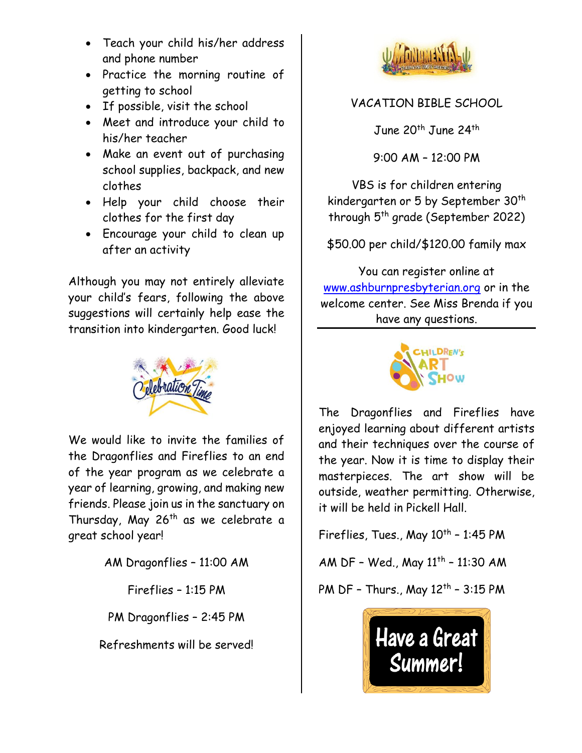- Teach your child his/her address and phone number
- Practice the morning routine of getting to school
- If possible, visit the school
- Meet and introduce your child to his/her teacher
- Make an event out of purchasing school supplies, backpack, and new clothes
- Help your child choose their clothes for the first day
- Encourage your child to clean up after an activity

Although you may not entirely alleviate your child's fears, following the above suggestions will certainly help ease the transition into kindergarten. Good luck!

## Celebration Time

We would like to invite the families of the Dragonflies and Fireflies to an end of the year program as we celebrate a year of learning, growing, and making new friends. Please join us in the sanctuary on Thursday, May 26th as we celebrate a great school year!

AM Dragonflies – 11:00 AM

Fireflies – 1:15 PM

PM Dragonflies – 2:45 PM

Refreshments will be served!

## Monumental – Celebrating God's Greatness

VACATION BIBLE SCHOOL

June 20th June 24th

9:00 AM – 12:00 PM

VBS is for children entering kindergarten or 5 by September 30th through 5th grade (September 2022)

$50.00 per child/$120.00 family max

You can register online at www.ashburnpresbyterian.org or in the welcome center. See Miss Brenda if you have any questions.

## Children's Art Show

The Dragonflies and Fireflies have enjoyed learning about different artists and their techniques over the course of the year. Now it is time to display their masterpieces. The art show will be outside, weather permitting. Otherwise, it will be held in Pickell Hall.

Fireflies, Tues., May 10th – 1:45 PM

AM DF – Wed., May 11th – 11:30 AM

PM DF – Thurs., May 12th – 3:15 PM

## Have a Great Summer!